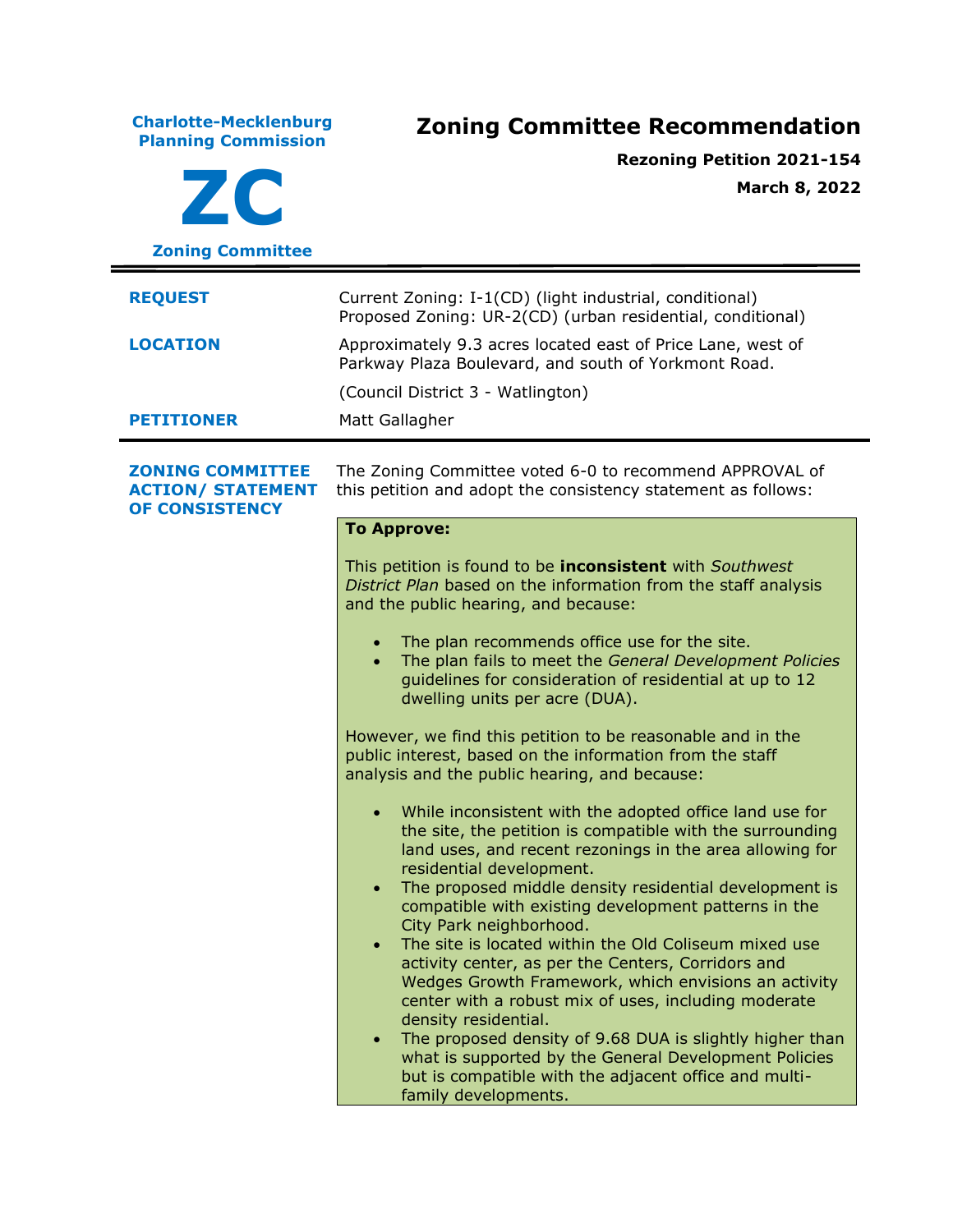**Charlote-Mecklenburg Planning Commission**

# ZC

**Zoning Committee**

# Zoning Committee Recommendation

**Rezoning Petition 2021-154**

**March 8, 2022**

---

| | |
|---|---|
| **REQUEST** | Current Zoning: I-1(CD) (light industrial, conditional)<br>Proposed Zoning: UR-2(CD) (urban residential, conditional) |
| **LOCATION** | Approximately 9.3 acres located east of Price Lane, west of Parkway Plaza Boulevard, and south of Yorkmont Road.<br><br>(Council District 3 - Watlington) |
| **PETITIONER** | Matt Gallagher |

---

**ZONING COMMITTEE ACTION/ STATEMENT OF CONSISTENCY**

The Zoning Committee voted 6-0 to recommend APPROVAL of this petition and adopt the consistency statement as follows:

**To Approve:**

This petition is found to be **inconsistent** with *Southwest District Plan* based on the information from the staff analysis and the public hearing, and because:

- The plan recommends office use for the site.
- The plan fails to meet the *General Development Policies* guidelines for consideration of residential at up to 12 dwelling units per acre (DUA).

However, we find this petition to be reasonable and in the public interest, based on the information from the staff analysis and the public hearing, and because:

- While inconsistent with the adopted office land use for the site, the petition is compatible with the surrounding land uses, and recent rezonings in the area allowing for residential development.
- The proposed middle density residential development is compatible with existing development patterns in the City Park neighborhood.
- The site is located within the Old Coliseum mixed use activity center, as per the Centers, Corridors and Wedges Growth Framework, which envisions an activity center with a robust mix of uses, including moderate density residential.
- The proposed density of 9.68 DUA is slightly higher than what is supported by the General Development Policies but is compatible with the adjacent office and multi-family developments.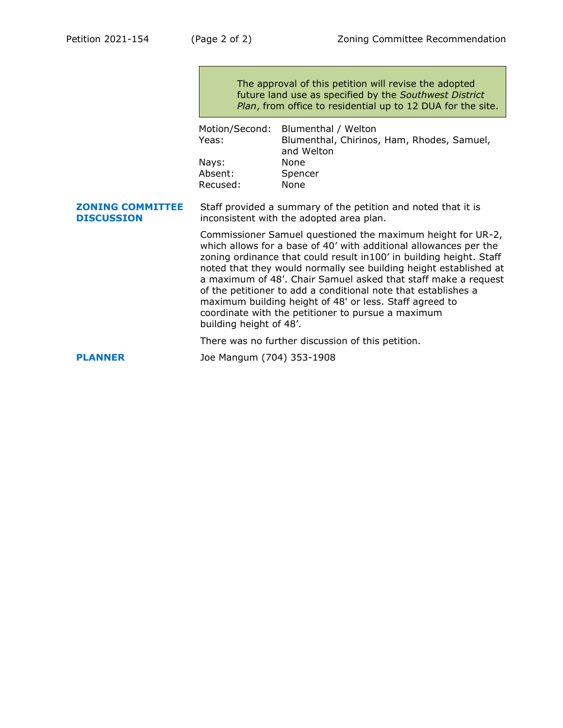> The approval of this petition will revise the adopted future land use as specified by the *Southwest District Plan*, from office to residential up to 12 DUA for the site.

| | |
|---|---|
| Motion/Second: | Blumenthal / Welton |
| Yeas: | Blumenthal, Chirinos, Ham, Rhodes, Samuel, and Welton |
| Nays: | None |
| Absent: | Spencer |
| Recused: | None |

**ZONING COMMITTEE DISCUSSION**

Staff provided a summary of the petition and noted that it is inconsistent with the adopted area plan.

Commissioner Samuel questioned the maximum height for UR-2, which allows for a base of 40’ with additional allowances per the zoning ordinance that could result in100’ in building height. Staff noted that they would normally see building height established at a maximum of 48’. Chair Samuel asked that staff make a request of the petitioner to add a conditional note that establishes a maximum building height of 48' or less. Staff agreed to coordinate with the petitioner to pursue a maximum building height of 48’.

There was no further discussion of this petition.

**PLANNER**

Joe Mangum (704) 353-1908